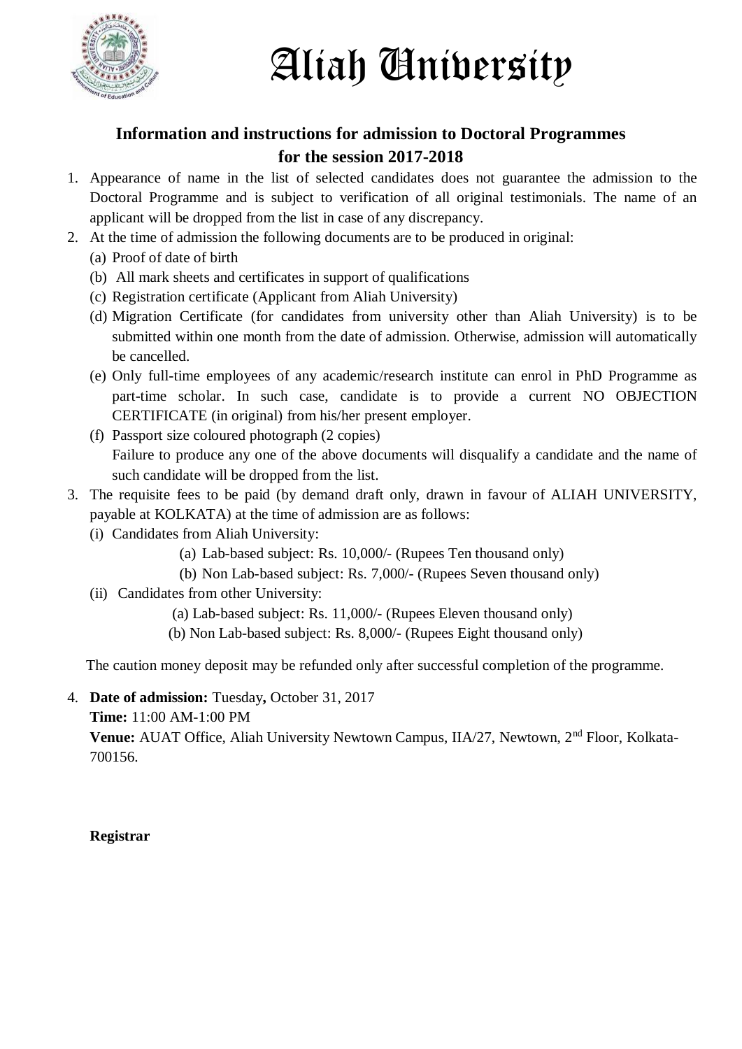# Aliah University

## Information and instructions for admission to Doctoral Programmes for the session 2017-2018

1. Appearance of name in the list of selected candidates does not guarantee the admission to the Doctoral Programme and is subject to verification of all original testimonials. The name of an applicant will be dropped from the list in case of any discrepancy.
2. At the time of admission the following documents are to be produced in original:
   - (a) Proof of date of birth
   - (b) All mark sheets and certificates in support of qualifications
   - (c) Registration certificate (Applicant from Aliah University)
   - (d) Migration Certificate (for candidates from university other than Aliah University) is to be submitted within one month from the date of admission. Otherwise, admission will automatically be cancelled.
   - (e) Only full-time employees of any academic/research institute can enrol in PhD Programme as part-time scholar. In such case, candidate is to provide a current NO OBJECTION CERTIFICATE (in original) from his/her present employer.
   - (f) Passport size coloured photograph (2 copies)

   Failure to produce any one of the above documents will disqualify a candidate and the name of such candidate will be dropped from the list.
3. The requisite fees to be paid (by demand draft only, drawn in favour of ALIAH UNIVERSITY, payable at KOLKATA) at the time of admission are as follows:
   - (i) Candidates from Aliah University:
     - (a) Lab-based subject: Rs. 10,000/- (Rupees Ten thousand only)
     - (b) Non Lab-based subject: Rs. 7,000/- (Rupees Seven thousand only)
   - (ii) Candidates from other University:
     - (a) Lab-based subject: Rs. 11,000/- (Rupees Eleven thousand only)
     - (b) Non Lab-based subject: Rs. 8,000/- (Rupees Eight thousand only)

   The caution money deposit may be refunded only after successful completion of the programme.
4. **Date of admission:** Tuesday**,** October 31, 2017

   **Time:** 11:00 AM-1:00 PM

   **Venue:** AUAT Office, Aliah University Newtown Campus, IIA/27, Newtown, 2nd Floor, Kolkata-700156.

**Registrar**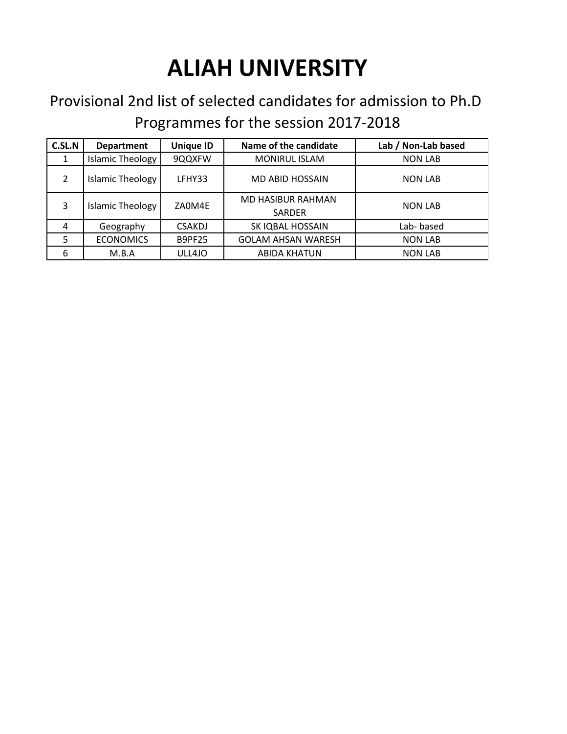# ALIAH UNIVERSITY

## Provisional 2nd list of selected candidates for admission to Ph.D Programmes for the session 2017-2018

| C.SL.N | Department | Unique ID | Name of the candidate | Lab / Non-Lab based |
|---|---|---|---|---|
| 1 | Islamic Theology | 9QQXFW | MONIRUL ISLAM | NON LAB |
| 2 | Islamic Theology | LFHY33 | MD ABID HOSSAIN | NON LAB |
| 3 | Islamic Theology | ZA0M4E | MD HASIBUR RAHMAN SARDER | NON LAB |
| 4 | Geography | CSAKDJ | SK IQBAL HOSSAIN | Lab- based |
| 5 | ECONOMICS | B9PF25 | GOLAM AHSAN WARESH | NON LAB |
| 6 | M.B.A | ULL4JO | ABIDA KHATUN | NON LAB |